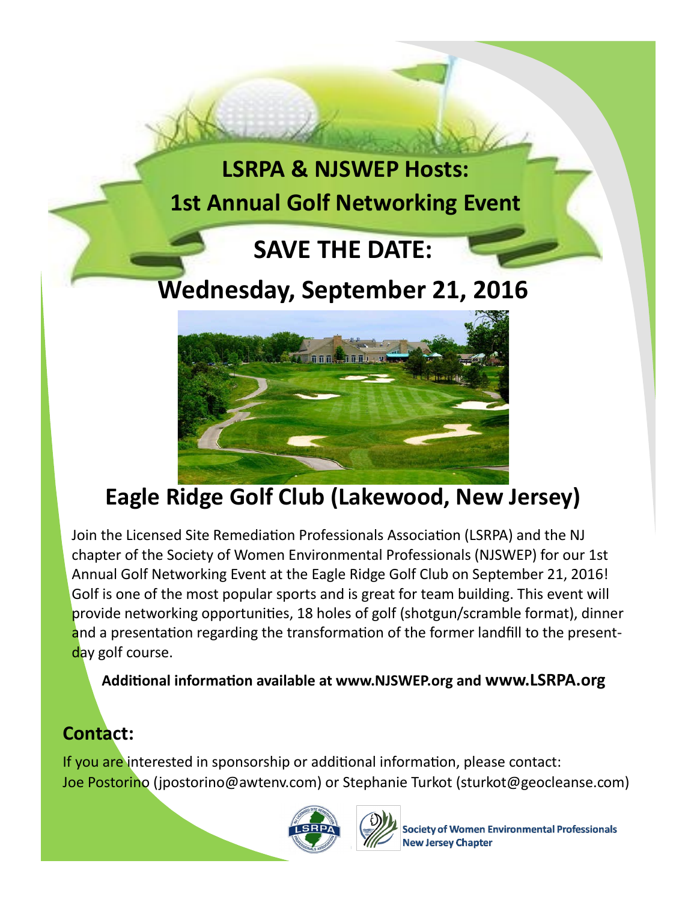# LSRPA & NJSWEP Hosts:
# 1st Annual Golf Networking Event

## SAVE THE DATE:

## Wednesday, September 21, 2016

## Eagle Ridge Golf Club (Lakewood, New Jersey)

Join the Licensed Site Remediation Professionals Association (LSRPA) and the NJ chapter of the Society of Women Environmental Professionals (NJSWEP) for our 1st Annual Golf Networking Event at the Eagle Ridge Golf Club on September 21, 2016! Golf is one of the most popular sports and is great for team building. This event will provide networking opportunities, 18 holes of golf (shotgun/scramble format), dinner and a presentation regarding the transformation of the former landfill to the present-day golf course.

**Additional information available at www.NJSWEP.org and www.LSRPA.org**

### Contact:

If you are interested in sponsorship or additional information, please contact:
Joe Postorino (jpostorino@awtenv.com) or Stephanie Turkot (sturkot@geocleanse.com)

Society of Women Environmental Professionals
New Jersey Chapter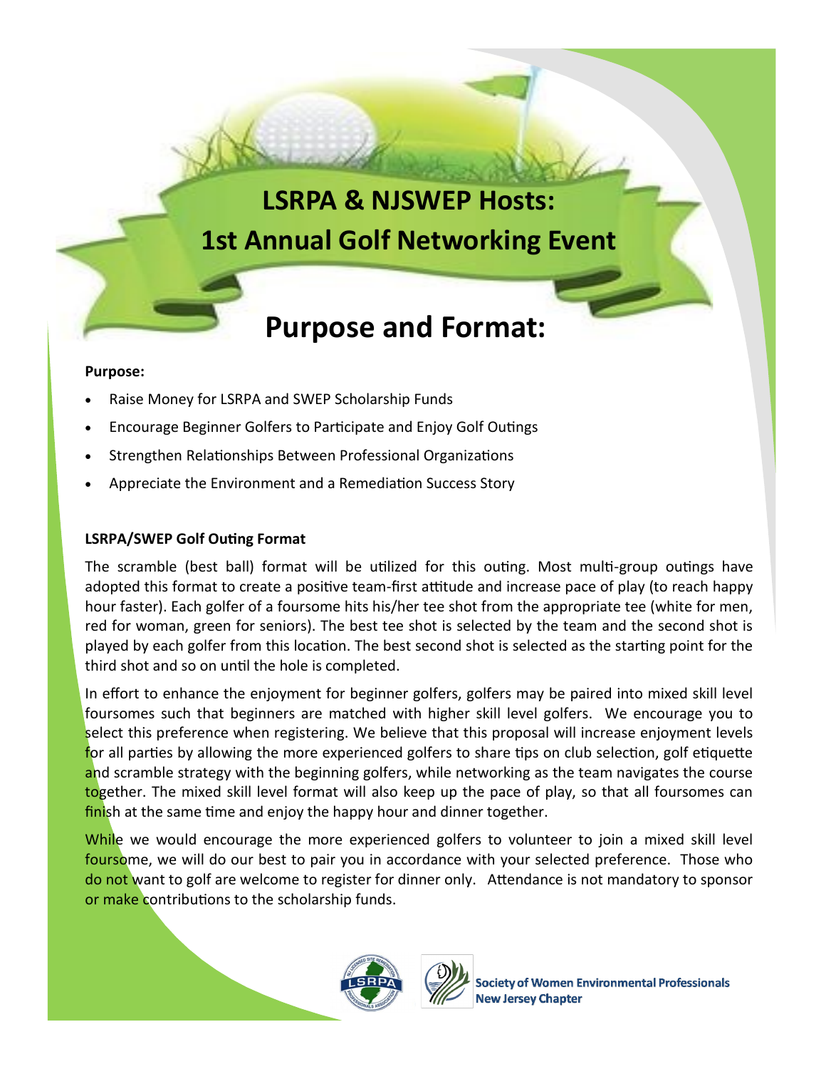# LSRPA & NJSWEP Hosts:
# 1st Annual Golf Networking Event

## Purpose and Format:

**Purpose:**

- Raise Money for LSRPA and SWEP Scholarship Funds
- Encourage Beginner Golfers to Participate and Enjoy Golf Outings
- Strengthen Relationships Between Professional Organizations
- Appreciate the Environment and a Remediation Success Story

**LSRPA/SWEP Golf Outing Format**

The scramble (best ball) format will be utilized for this outing. Most multi-group outings have adopted this format to create a positive team-first attitude and increase pace of play (to reach happy hour faster). Each golfer of a foursome hits his/her tee shot from the appropriate tee (white for men, red for woman, green for seniors). The best tee shot is selected by the team and the second shot is played by each golfer from this location. The best second shot is selected as the starting point for the third shot and so on until the hole is completed.

In effort to enhance the enjoyment for beginner golfers, golfers may be paired into mixed skill level foursomes such that beginners are matched with higher skill level golfers. We encourage you to select this preference when registering. We believe that this proposal will increase enjoyment levels for all parties by allowing the more experienced golfers to share tips on club selection, golf etiquette and scramble strategy with the beginning golfers, while networking as the team navigates the course together. The mixed skill level format will also keep up the pace of play, so that all foursomes can finish at the same time and enjoy the happy hour and dinner together.

While we would encourage the more experienced golfers to volunteer to join a mixed skill level foursome, we will do our best to pair you in accordance with your selected preference. Those who do not want to golf are welcome to register for dinner only. Attendance is not mandatory to sponsor or make contributions to the scholarship funds.

Society of Women Environmental Professionals
New Jersey Chapter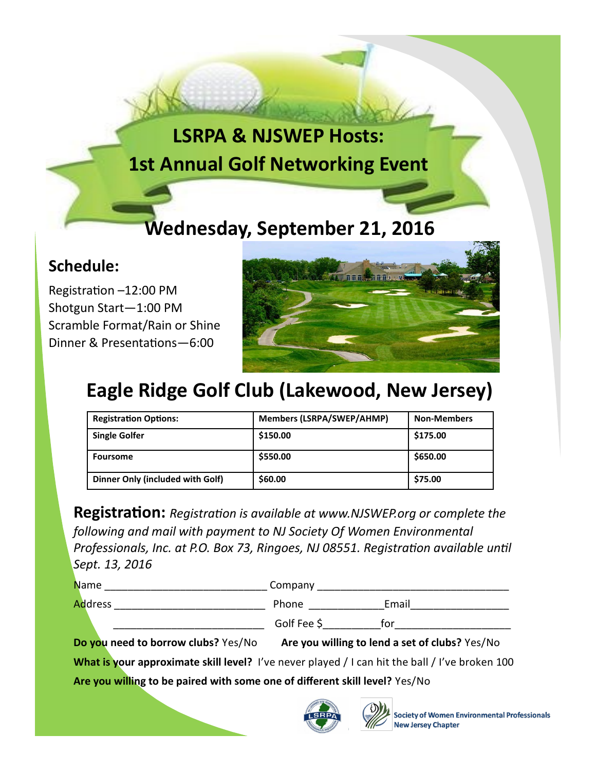# LSRPA & NJSWEP Hosts:
# 1st Annual Golf Networking Event

## Wednesday, September 21, 2016

### Schedule:

Registration –12:00 PM
Shotgun Start—1:00 PM
Scramble Format/Rain or Shine
Dinner & Presentations—6:00

## Eagle Ridge Golf Club (Lakewood, New Jersey)

| Registration Options: | Members (LSRPA/SWEP/AHMP) | Non-Members |
|---|---|---|
| Single Golfer | $150.00 | $175.00 |
| Foursome | $550.00 | $650.00 |
| Dinner Only (included with Golf) | $60.00 | $75.00 |

**Registration:** *Registration is available at www.NJSWEP.org or complete the following and mail with payment to NJ Society Of Women Environmental Professionals, Inc. at P.O. Box 73, Ringoes, NJ 08551. Registration available until Sept. 13, 2016*

Name ___________________________ Company ________________________________

Address __________________________ Phone ____________Email________________

__________________________ Golf Fee $_________for___________________

**Do you need to borrow clubs?** Yes/No **Are you willing to lend a set of clubs?** Yes/No

**What is your approximate skill level?** I've never played / I can hit the ball / I've broken 100

**Are you willing to be paired with some one of different skill level?** Yes/No

LSRPA

Society of Women Environmental Professionals
New Jersey Chapter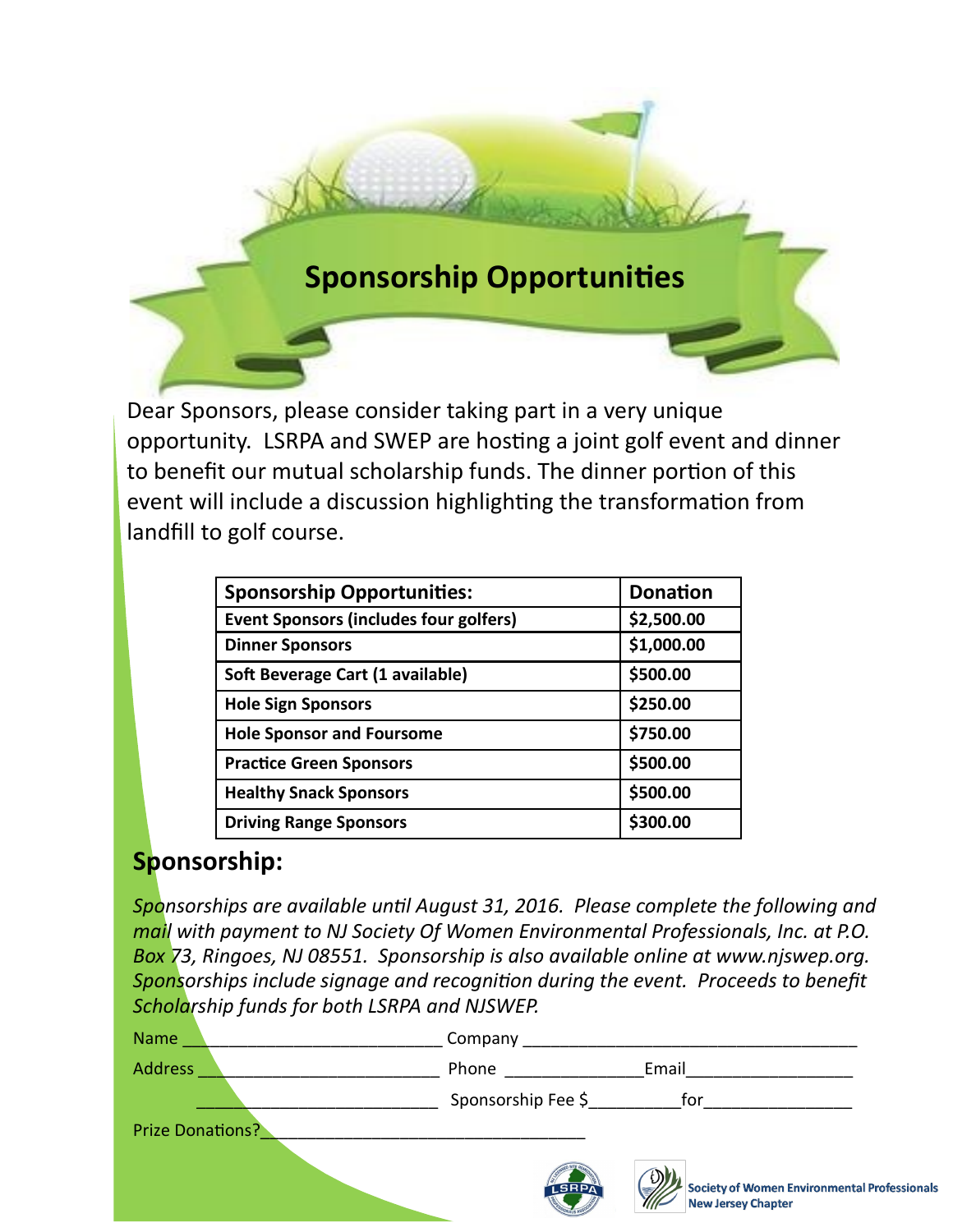# Sponsorship Opportunities

Dear Sponsors, please consider taking part in a very unique opportunity. LSRPA and SWEP are hosting a joint golf event and dinner to benefit our mutual scholarship funds. The dinner portion of this event will include a discussion highlighting the transformation from landfill to golf course.

| Sponsorship Opportunities: | Donation |
|---|---|
| **Event Sponsors (includes four golfers)** | **$2,500.00** |
| **Dinner Sponsors** | **$1,000.00** |
| **Soft Beverage Cart (1 available)** | **$500.00** |
| **Hole Sign Sponsors** | **$250.00** |
| **Hole Sponsor and Foursome** | **$750.00** |
| **Practice Green Sponsors** | **$500.00** |
| **Healthy Snack Sponsors** | **$500.00** |
| **Driving Range Sponsors** | **$300.00** |

## Sponsorship:

*Sponsorships are available until August 31, 2016. Please complete the following and mail with payment to NJ Society Of Women Environmental Professionals, Inc. at P.O. Box 73, Ringoes, NJ 08551. Sponsorship is also available online at www.njswep.org. Sponsorships include signage and recognition during the event. Proceeds to benefit Scholarship funds for both LSRPA and NJSWEP.*

Name ___________________________ Company ____________________________________

Address _________________________ Phone _______________Email__________________

___________________________ Sponsorship Fee $__________for________________

Prize Donations?___________________________________

LSRPA

Society of Women Environmental Professionals
New Jersey Chapter